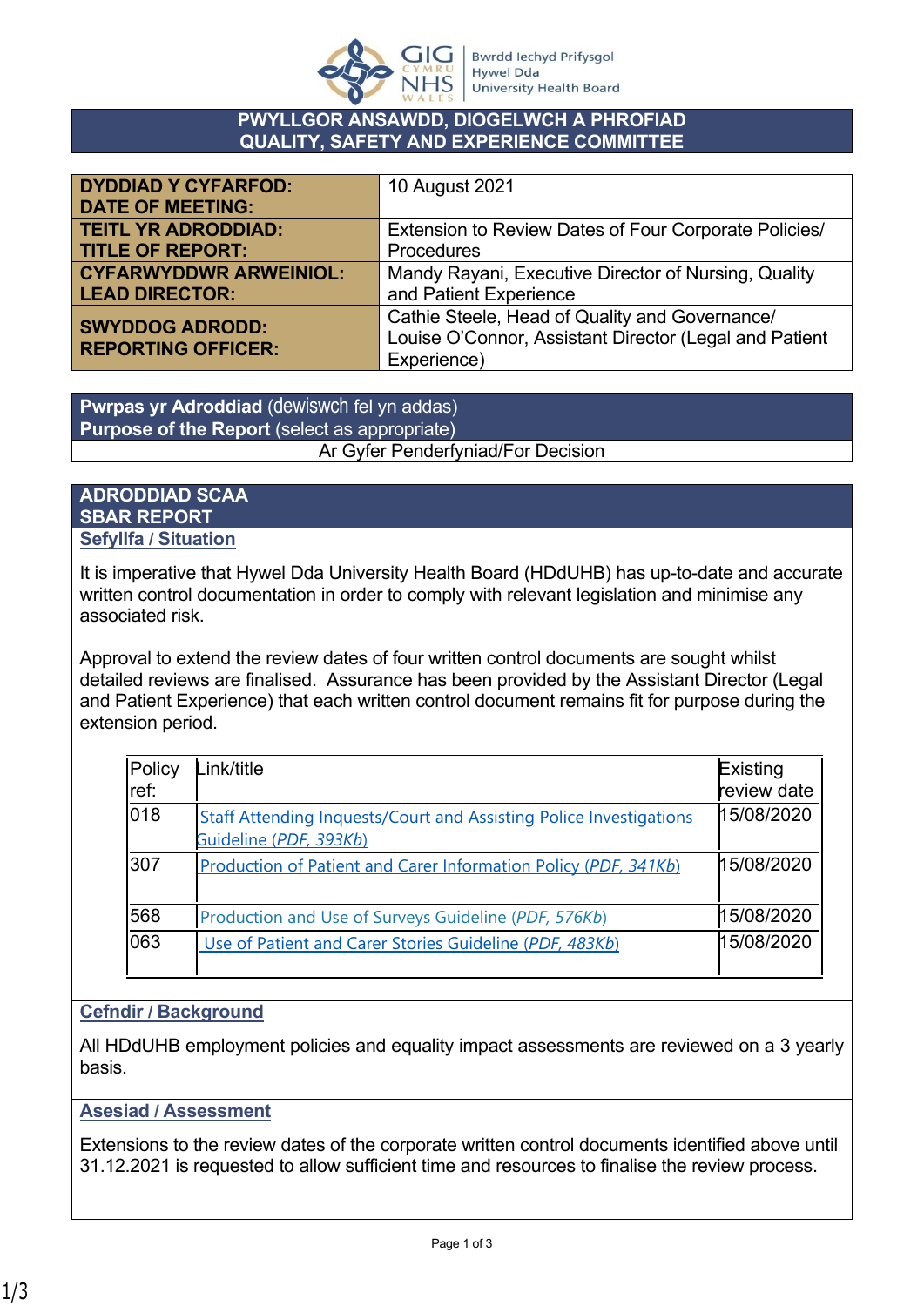# PWYLLGOR ANSAWDD, DIOGELWCH A PHROFIAD
# QUALITY, SAFETY AND EXPERIENCE COMMITTEE

| | |
|---|---|
| **DYDDIAD Y CYFARFOD: DATE OF MEETING:** | 10 August 2021 |
| **TEITL YR ADRODDIAD: TITLE OF REPORT:** | Extension to Review Dates of Four Corporate Policies/ Procedures |
| **CYFARWYDDWR ARWEINIOL: LEAD DIRECTOR:** | Mandy Rayani, Executive Director of Nursing, Quality and Patient Experience |
| **SWYDDOG ADRODD: REPORTING OFFICER:** | Cathie Steele, Head of Quality and Governance/ Louise O'Connor, Assistant Director (Legal and Patient Experience) |

**Pwrpas yr Adroddiad** (dewiswch fel yn addas)
**Purpose of the Report** (select as appropriate)

Ar Gyfer Penderfyniad/For Decision

## ADRODDIAD SCAA
## SBAR REPORT

### Sefyllfa / Situation

It is imperative that Hywel Dda University Health Board (HDdUHB) has up-to-date and accurate written control documentation in order to comply with relevant legislation and minimise any associated risk.

Approval to extend the review dates of four written control documents are sought whilst detailed reviews are finalised. Assurance has been provided by the Assistant Director (Legal and Patient Experience) that each written control document remains fit for purpose during the extension period.

| Policy ref: | Link/title | Existing review date |
|---|---|---|
| 018 | Staff Attending Inquests/Court and Assisting Police Investigations Guideline *(PDF, 393Kb)* | 15/08/2020 |
| 307 | Production of Patient and Carer Information Policy *(PDF, 341Kb)* | 15/08/2020 |
| 568 | Production and Use of Surveys Guideline *(PDF, 576Kb)* | 15/08/2020 |
| 063 | Use of Patient and Carer Stories Guideline *(PDF, 483Kb)* | 15/08/2020 |

### Cefndir / Background

All HDdUHB employment policies and equality impact assessments are reviewed on a 3 yearly basis.

### Asesiad / Assessment

Extensions to the review dates of the corporate written control documents identified above until 31.12.2021 is requested to allow sufficient time and resources to finalise the review process.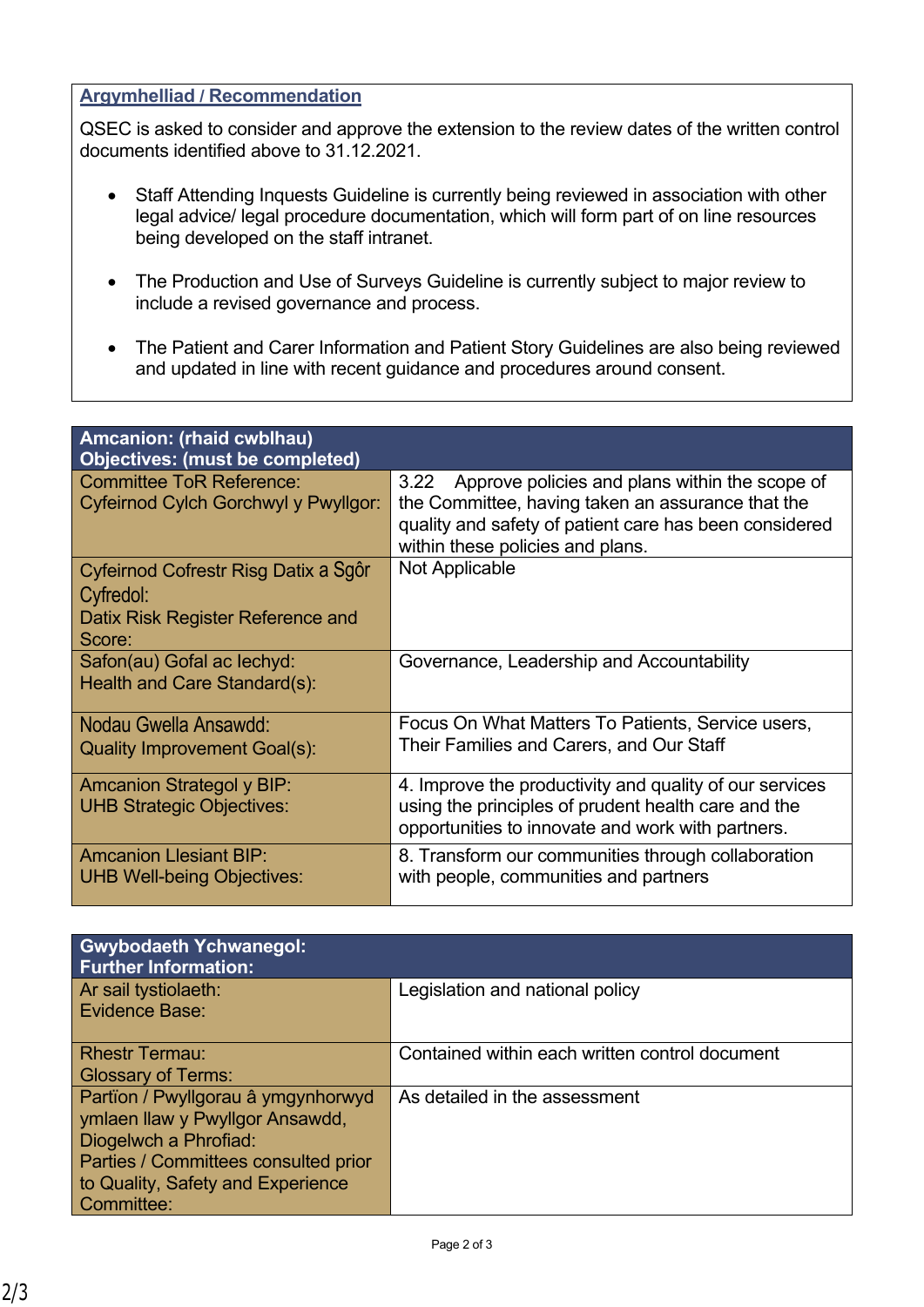## Argymhelliad / Recommendation

QSEC is asked to consider and approve the extension to the review dates of the written control documents identified above to 31.12.2021.

- Staff Attending Inquests Guideline is currently being reviewed in association with other legal advice/ legal procedure documentation, which will form part of on line resources being developed on the staff intranet.
- The Production and Use of Surveys Guideline is currently subject to major review to include a revised governance and process.
- The Patient and Carer Information and Patient Story Guidelines are also being reviewed and updated in line with recent guidance and procedures around consent.

| **Amcanion: (rhaid cwblhau)<br>Objectives: (must be completed)** | |
|---|---|
| Committee ToR Reference:<br>Cyfeirnod Cylch Gorchwyl y Pwyllgor: | 3.22 Approve policies and plans within the scope of the Committee, having taken an assurance that the quality and safety of patient care has been considered within these policies and plans. |
| Cyfeirnod Cofrestr Risg Datix a Sgôr Cyfredol:<br>Datix Risk Register Reference and Score: | Not Applicable |
| Safon(au) Gofal ac Iechyd:<br>Health and Care Standard(s): | Governance, Leadership and Accountability |
| Nodau Gwella Ansawdd:<br>Quality Improvement Goal(s): | Focus On What Matters To Patients, Service users, Their Families and Carers, and Our Staff |
| Amcanion Strategol y BIP:<br>UHB Strategic Objectives: | 4. Improve the productivity and quality of our services using the principles of prudent health care and the opportunities to innovate and work with partners. |
| Amcanion Llesiant BIP:<br>UHB Well-being Objectives: | 8. Transform our communities through collaboration with people, communities and partners |

| **Gwybodaeth Ychwanegol:<br>Further Information:** | |
|---|---|
| Ar sail tystiolaeth:<br>Evidence Base: | Legislation and national policy |
| Rhestr Termau:<br>Glossary of Terms: | Contained within each written control document |
| Partïon / Pwyllgorau â ymgynhorwyd ymlaen llaw y Pwyllgor Ansawdd, Diogelwch a Phrofiad:<br>Parties / Committees consulted prior to Quality, Safety and Experience Committee: | As detailed in the assessment |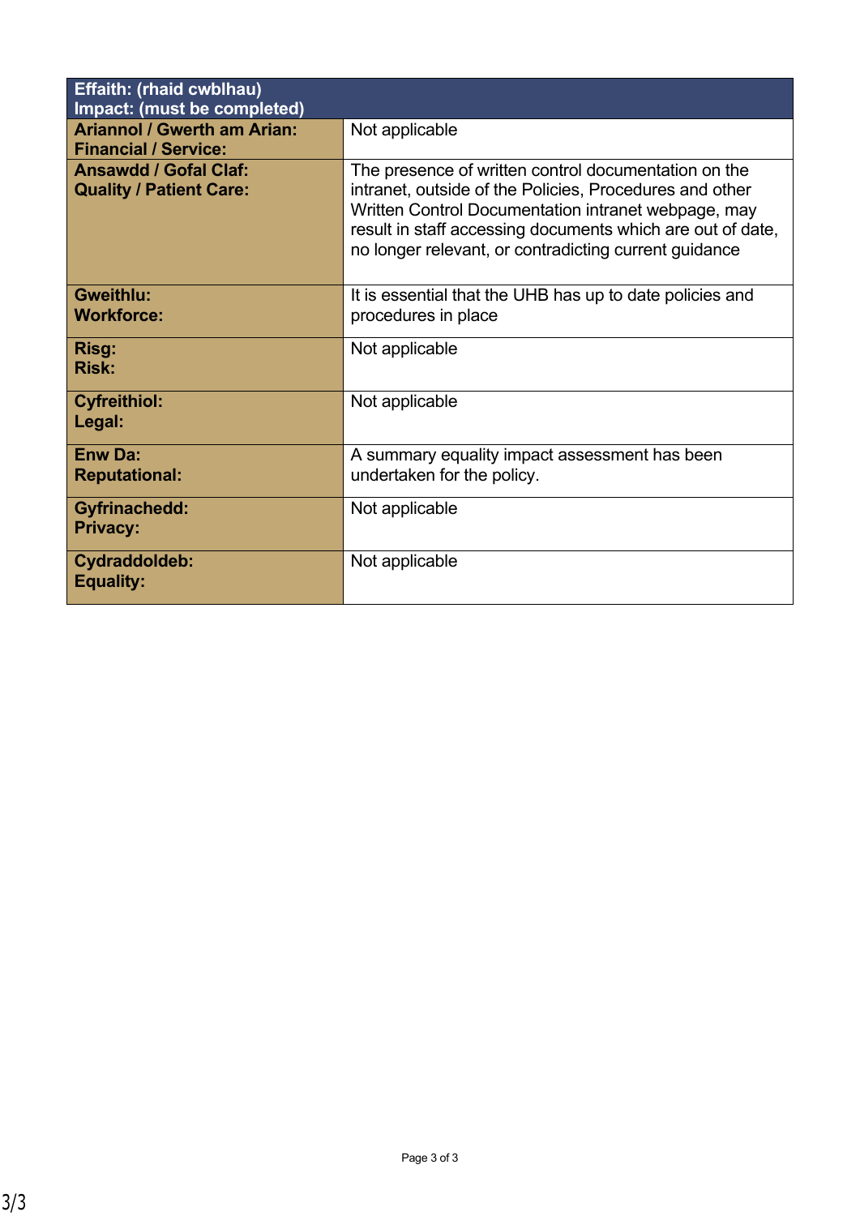| Effaith: (rhaid cwblhau)<br>Impact: (must be completed) | |
|---|---|
| **Ariannol / Gwerth am Arian:<br>Financial / Service:** | Not applicable |
| **Ansawdd / Gofal Claf:<br>Quality / Patient Care:** | The presence of written control documentation on the intranet, outside of the Policies, Procedures and other Written Control Documentation intranet webpage, may result in staff accessing documents which are out of date, no longer relevant, or contradicting current guidance |
| **Gweithlu:<br>Workforce:** | It is essential that the UHB has up to date policies and procedures in place |
| **Risg:<br>Risk:** | Not applicable |
| **Cyfreithiol:<br>Legal:** | Not applicable |
| **Enw Da:<br>Reputational:** | A summary equality impact assessment has been undertaken for the policy. |
| **Gyfrinachedd:<br>Privacy:** | Not applicable |
| **Cydraddoldeb:<br>Equality:** | Not applicable |